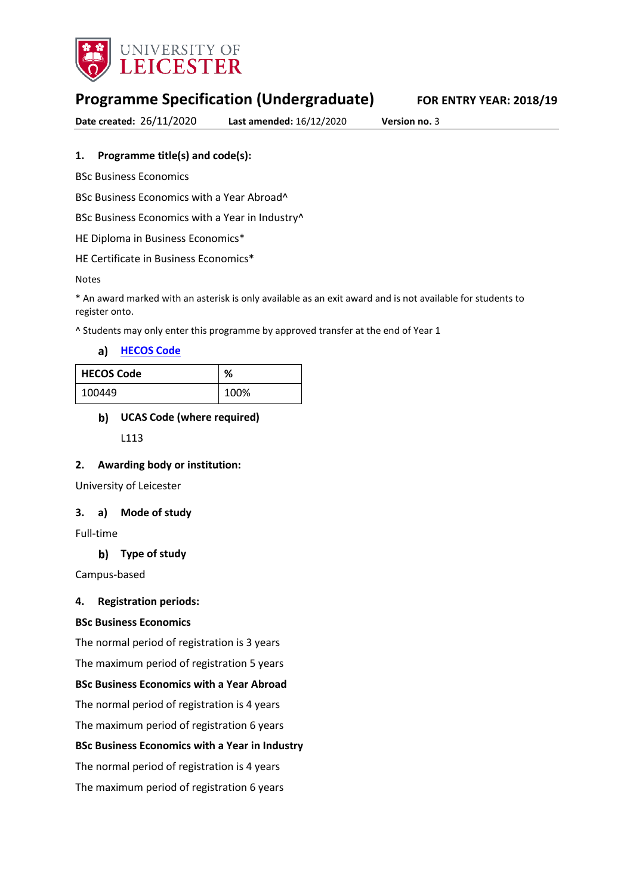# Programme Specification (Undergraduate)

**FOR ENTRY YEAR: 2018/19**

**Date created:** 26/11/2020 **Last amended:** 16/12/2020 **Version no.** 3

## 1. Programme title(s) and code(s):

BSc Business Economics

BSc Business Economics with a Year Abroad^

BSc Business Economics with a Year in Industry^

HE Diploma in Business Economics*

HE Certificate in Business Economics*

Notes

* An award marked with an asterisk is only available as an exit award and is not available for students to register onto.

^ Students may only enter this programme by approved transfer at the end of Year 1

### a) HECOS Code

| HECOS Code | % |
|---|---|
| 100449 | 100% |

### b) UCAS Code (where required)

L113

## 2. Awarding body or institution:

University of Leicester

## 3. a) Mode of study

Full-time

### b) Type of study

Campus-based

## 4. Registration periods:

**BSc Business Economics**

The normal period of registration is 3 years

The maximum period of registration 5 years

**BSc Business Economics with a Year Abroad**

The normal period of registration is 4 years

The maximum period of registration 6 years

**BSc Business Economics with a Year in Industry**

The normal period of registration is 4 years

The maximum period of registration 6 years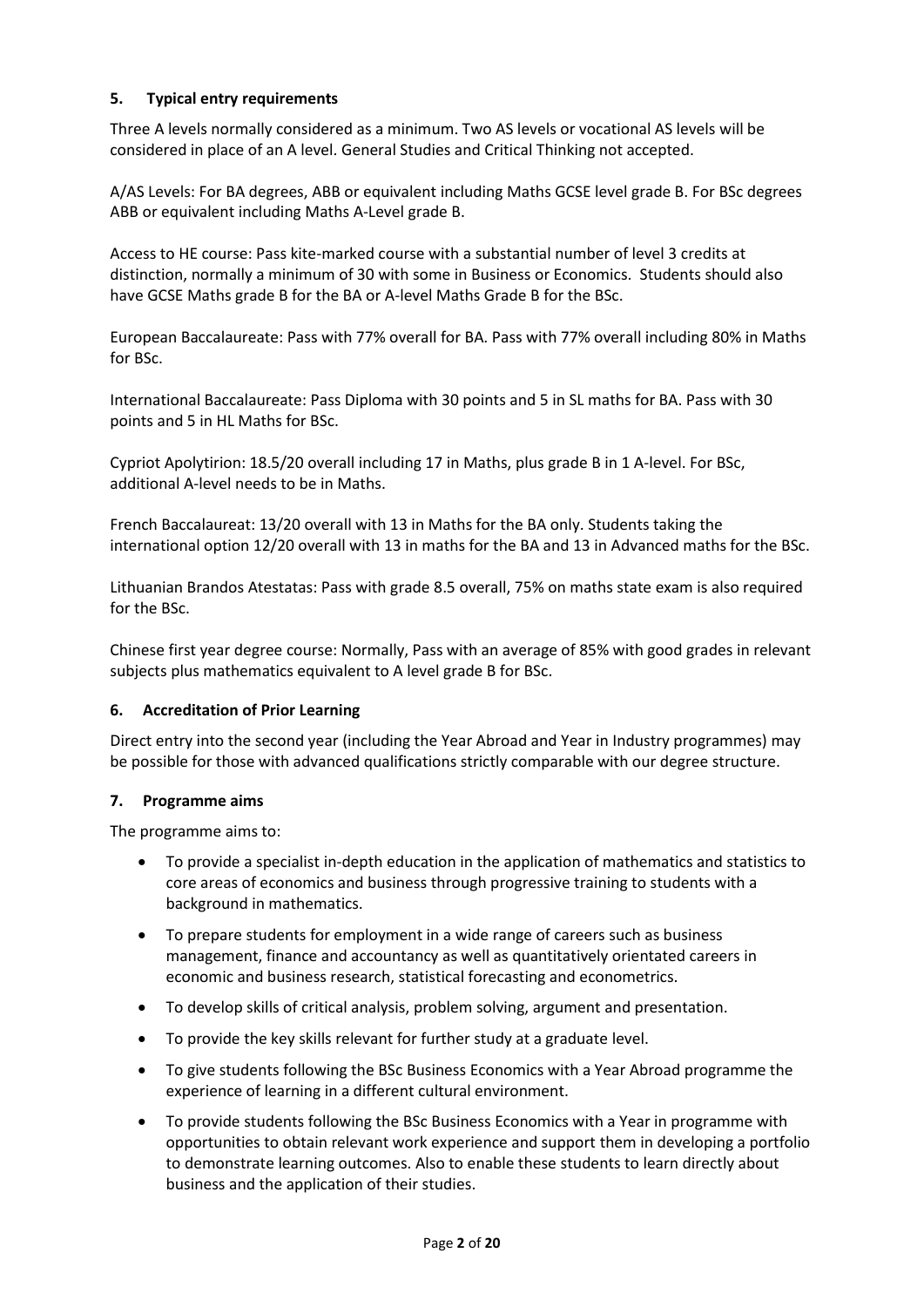## 5. Typical entry requirements

Three A levels normally considered as a minimum. Two AS levels or vocational AS levels will be considered in place of an A level. General Studies and Critical Thinking not accepted.

A/AS Levels: For BA degrees, ABB or equivalent including Maths GCSE level grade B. For BSc degrees ABB or equivalent including Maths A-Level grade B.

Access to HE course: Pass kite-marked course with a substantial number of level 3 credits at distinction, normally a minimum of 30 with some in Business or Economics. Students should also have GCSE Maths grade B for the BA or A-level Maths Grade B for the BSc.

European Baccalaureate: Pass with 77% overall for BA. Pass with 77% overall including 80% in Maths for BSc.

International Baccalaureate: Pass Diploma with 30 points and 5 in SL maths for BA. Pass with 30 points and 5 in HL Maths for BSc.

Cypriot Apolytirion: 18.5/20 overall including 17 in Maths, plus grade B in 1 A-level. For BSc, additional A-level needs to be in Maths.

French Baccalaureat: 13/20 overall with 13 in Maths for the BA only. Students taking the international option 12/20 overall with 13 in maths for the BA and 13 in Advanced maths for the BSc.

Lithuanian Brandos Atestatas: Pass with grade 8.5 overall, 75% on maths state exam is also required for the BSc.

Chinese first year degree course: Normally, Pass with an average of 85% with good grades in relevant subjects plus mathematics equivalent to A level grade B for BSc.

## 6. Accreditation of Prior Learning

Direct entry into the second year (including the Year Abroad and Year in Industry programmes) may be possible for those with advanced qualifications strictly comparable with our degree structure.

## 7. Programme aims

The programme aims to:

- To provide a specialist in-depth education in the application of mathematics and statistics to core areas of economics and business through progressive training to students with a background in mathematics.
- To prepare students for employment in a wide range of careers such as business management, finance and accountancy as well as quantitatively orientated careers in economic and business research, statistical forecasting and econometrics.
- To develop skills of critical analysis, problem solving, argument and presentation.
- To provide the key skills relevant for further study at a graduate level.
- To give students following the BSc Business Economics with a Year Abroad programme the experience of learning in a different cultural environment.
- To provide students following the BSc Business Economics with a Year in programme with opportunities to obtain relevant work experience and support them in developing a portfolio to demonstrate learning outcomes. Also to enable these students to learn directly about business and the application of their studies.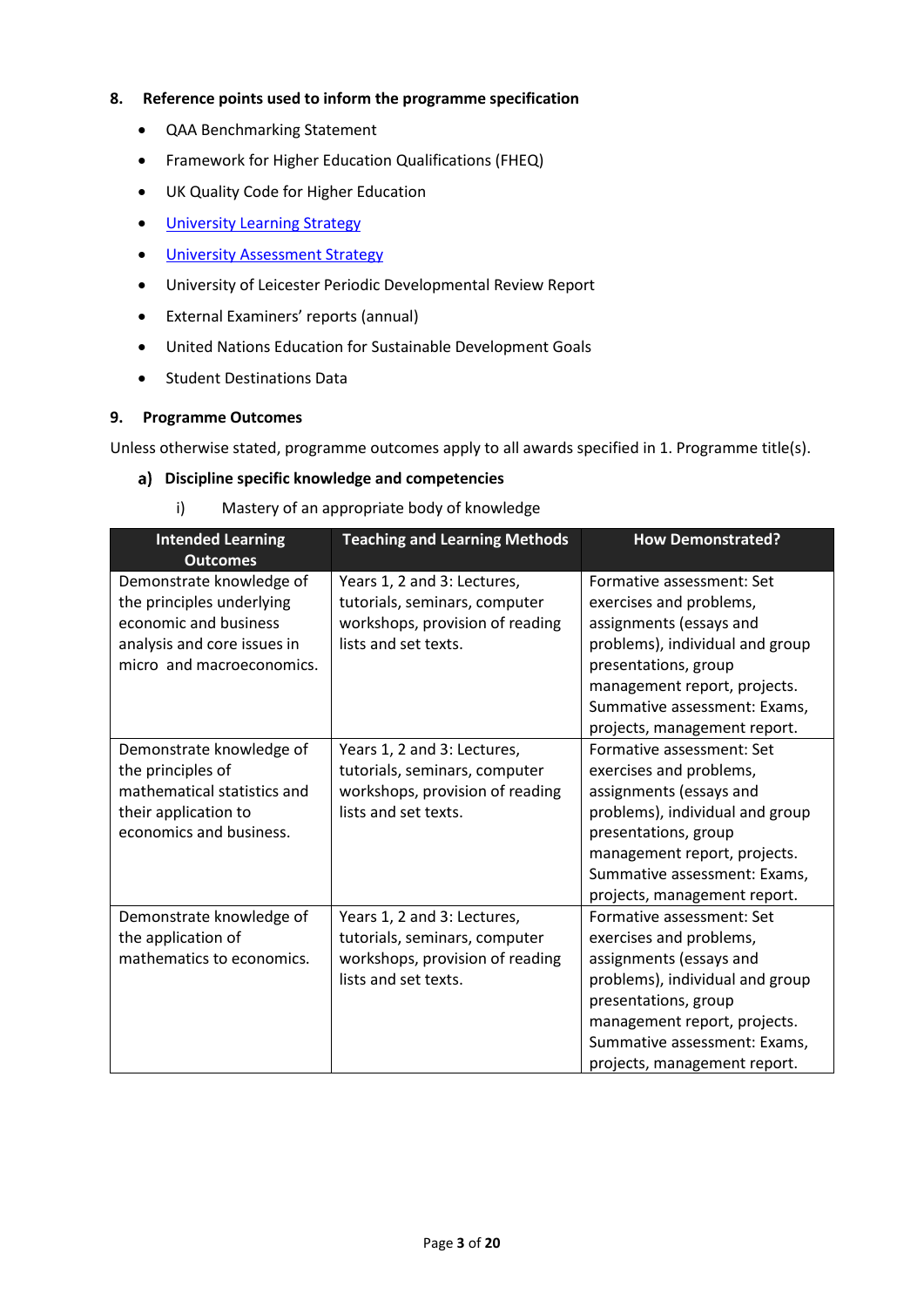## 8. Reference points used to inform the programme specification

- QAA Benchmarking Statement
- Framework for Higher Education Qualifications (FHEQ)
- UK Quality Code for Higher Education
- University Learning Strategy
- University Assessment Strategy
- University of Leicester Periodic Developmental Review Report
- External Examiners' reports (annual)
- United Nations Education for Sustainable Development Goals
- Student Destinations Data

## 9. Programme Outcomes

Unless otherwise stated, programme outcomes apply to all awards specified in 1. Programme title(s).

### a) Discipline specific knowledge and competencies

i) Mastery of an appropriate body of knowledge

| Intended Learning Outcomes | Teaching and Learning Methods | How Demonstrated? |
|---|---|---|
| Demonstrate knowledge of the principles underlying economic and business analysis and core issues in micro and macroeconomics. | Years 1, 2 and 3: Lectures, tutorials, seminars, computer workshops, provision of reading lists and set texts. | Formative assessment: Set exercises and problems, assignments (essays and problems), individual and group presentations, group management report, projects. Summative assessment: Exams, projects, management report. |
| Demonstrate knowledge of the principles of mathematical statistics and their application to economics and business. | Years 1, 2 and 3: Lectures, tutorials, seminars, computer workshops, provision of reading lists and set texts. | Formative assessment: Set exercises and problems, assignments (essays and problems), individual and group presentations, group management report, projects. Summative assessment: Exams, projects, management report. |
| Demonstrate knowledge of the application of mathematics to economics. | Years 1, 2 and 3: Lectures, tutorials, seminars, computer workshops, provision of reading lists and set texts. | Formative assessment: Set exercises and problems, assignments (essays and problems), individual and group presentations, group management report, projects. Summative assessment: Exams, projects, management report. |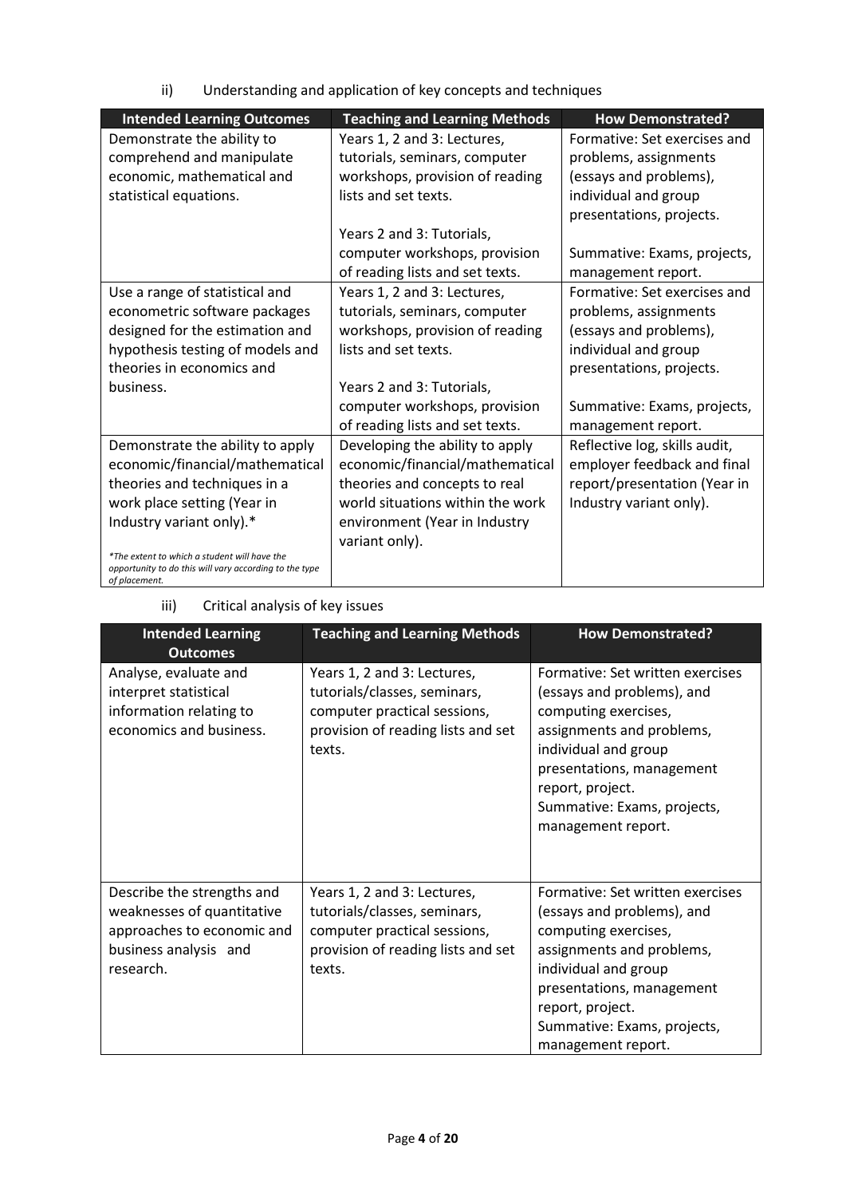ii) Understanding and application of key concepts and techniques

| Intended Learning Outcomes | Teaching and Learning Methods | How Demonstrated? |
| --- | --- | --- |
| Demonstrate the ability to comprehend and manipulate economic, mathematical and statistical equations. | Years 1, 2 and 3: Lectures, tutorials, seminars, computer workshops, provision of reading lists and set texts.<br><br>Years 2 and 3: Tutorials, computer workshops, provision of reading lists and set texts. | Formative: Set exercises and problems, assignments (essays and problems), individual and group presentations, projects.<br><br>Summative: Exams, projects, management report. |
| Use a range of statistical and econometric software packages designed for the estimation and hypothesis testing of models and theories in economics and business. | Years 1, 2 and 3: Lectures, tutorials, seminars, computer workshops, provision of reading lists and set texts.<br><br>Years 2 and 3: Tutorials, computer workshops, provision of reading lists and set texts. | Formative: Set exercises and problems, assignments (essays and problems), individual and group presentations, projects.<br><br>Summative: Exams, projects, management report. |
| Demonstrate the ability to apply economic/financial/mathematical theories and techniques in a work place setting (Year in Industry variant only).*<br><br>*\*The extent to which a student will have the opportunity to do this will vary according to the type of placement.* | Developing the ability to apply economic/financial/mathematical theories and concepts to real world situations within the work environment (Year in Industry variant only). | Reflective log, skills audit, employer feedback and final report/presentation (Year in Industry variant only). |

iii) Critical analysis of key issues

| Intended Learning Outcomes | Teaching and Learning Methods | How Demonstrated? |
| --- | --- | --- |
| Analyse, evaluate and interpret statistical information relating to economics and business. | Years 1, 2 and 3: Lectures, tutorials/classes, seminars, computer practical sessions, provision of reading lists and set texts. | Formative: Set written exercises (essays and problems), and computing exercises, assignments and problems, individual and group presentations, management report, project.<br>Summative: Exams, projects, management report. |
| Describe the strengths and weaknesses of quantitative approaches to economic and business analysis and research. | Years 1, 2 and 3: Lectures, tutorials/classes, seminars, computer practical sessions, provision of reading lists and set texts. | Formative: Set written exercises (essays and problems), and computing exercises, assignments and problems, individual and group presentations, management report, project.<br>Summative: Exams, projects, management report. |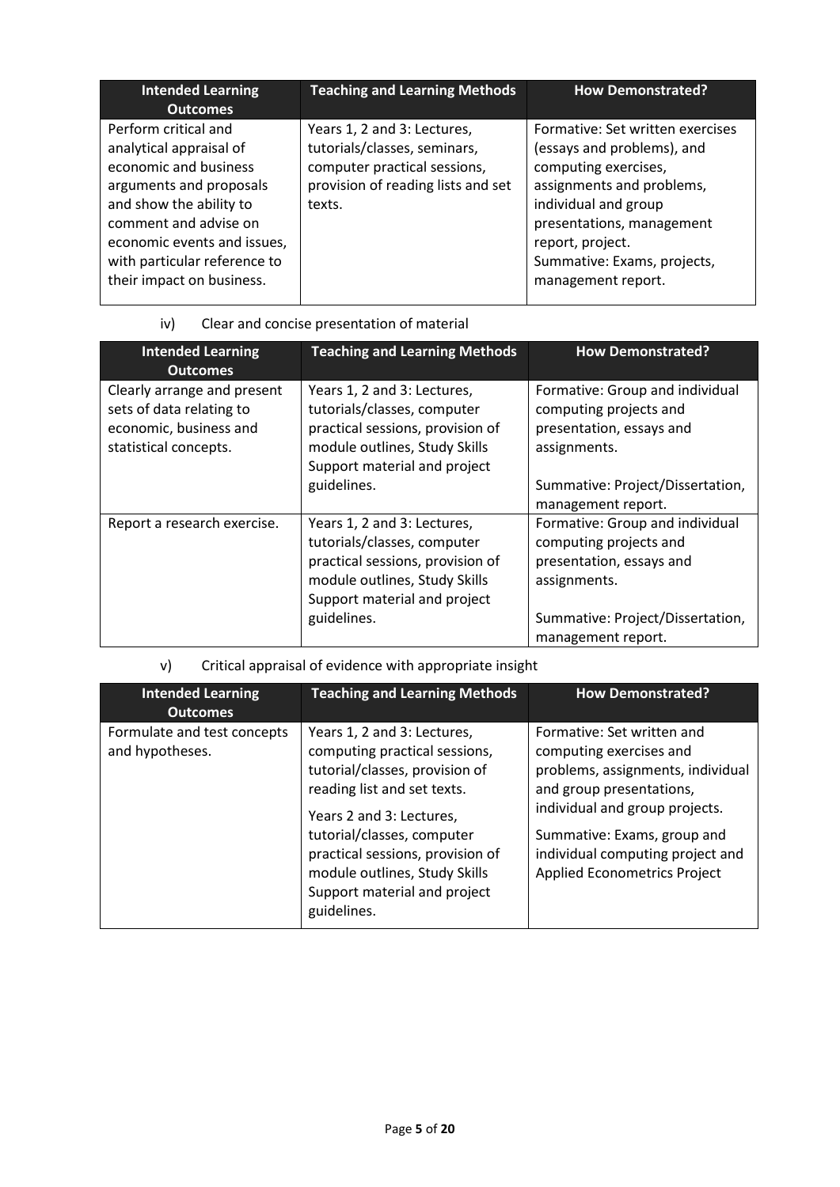| Intended Learning Outcomes | Teaching and Learning Methods | How Demonstrated? |
|---|---|---|
| Perform critical and analytical appraisal of economic and business arguments and proposals and show the ability to comment and advise on economic events and issues, with particular reference to their impact on business. | Years 1, 2 and 3: Lectures, tutorials/classes, seminars, computer practical sessions, provision of reading lists and set texts. | Formative: Set written exercises (essays and problems), and computing exercises, assignments and problems, individual and group presentations, management report, project.<br>Summative: Exams, projects, management report. |

iv) Clear and concise presentation of material

| Intended Learning Outcomes | Teaching and Learning Methods | How Demonstrated? |
|---|---|---|
| Clearly arrange and present sets of data relating to economic, business and statistical concepts. | Years 1, 2 and 3: Lectures, tutorials/classes, computer practical sessions, provision of module outlines, Study Skills Support material and project guidelines. | Formative: Group and individual computing projects and presentation, essays and assignments.<br><br>Summative: Project/Dissertation, management report. |
| Report a research exercise. | Years 1, 2 and 3: Lectures, tutorials/classes, computer practical sessions, provision of module outlines, Study Skills Support material and project guidelines. | Formative: Group and individual computing projects and presentation, essays and assignments.<br><br>Summative: Project/Dissertation, management report. |

v) Critical appraisal of evidence with appropriate insight

| Intended Learning Outcomes | Teaching and Learning Methods | How Demonstrated? |
|---|---|---|
| Formulate and test concepts and hypotheses. | Years 1, 2 and 3: Lectures, computing practical sessions, tutorial/classes, provision of reading list and set texts.<br><br>Years 2 and 3: Lectures, tutorial/classes, computer practical sessions, provision of module outlines, Study Skills Support material and project guidelines. | Formative: Set written and computing exercises and problems, assignments, individual and group presentations, individual and group projects.<br><br>Summative: Exams, group and individual computing project and Applied Econometrics Project |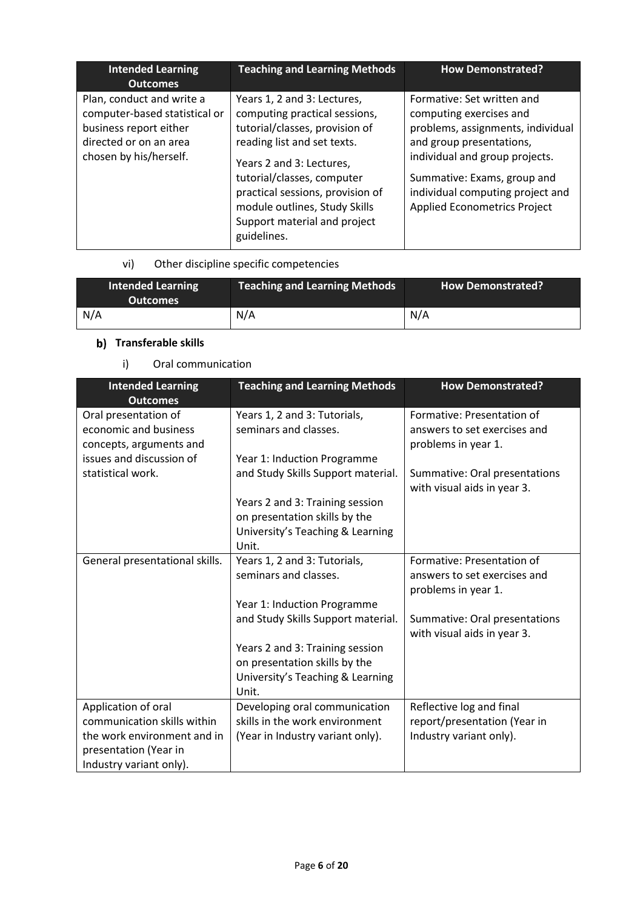| Intended Learning Outcomes | Teaching and Learning Methods | How Demonstrated? |
|---|---|---|
| Plan, conduct and write a computer-based statistical or business report either directed or on an area chosen by his/herself. | Years 1, 2 and 3: Lectures, computing practical sessions, tutorial/classes, provision of reading list and set texts.<br><br>Years 2 and 3: Lectures, tutorial/classes, computer practical sessions, provision of module outlines, Study Skills Support material and project guidelines. | Formative: Set written and computing exercises and problems, assignments, individual and group presentations, individual and group projects.<br><br>Summative: Exams, group and individual computing project and Applied Econometrics Project |

vi) Other discipline specific competencies

| Intended Learning Outcomes | Teaching and Learning Methods | How Demonstrated? |
|---|---|---|
| N/A | N/A | N/A |

## b) Transferable skills

i) Oral communication

| Intended Learning Outcomes | Teaching and Learning Methods | How Demonstrated? |
|---|---|---|
| Oral presentation of economic and business concepts, arguments and issues and discussion of statistical work. | Years 1, 2 and 3: Tutorials, seminars and classes.<br><br>Year 1: Induction Programme and Study Skills Support material.<br><br>Years 2 and 3: Training session on presentation skills by the University's Teaching & Learning Unit. | Formative: Presentation of answers to set exercises and problems in year 1.<br><br>Summative: Oral presentations with visual aids in year 3. |
| General presentational skills. | Years 1, 2 and 3: Tutorials, seminars and classes.<br><br>Year 1: Induction Programme and Study Skills Support material.<br><br>Years 2 and 3: Training session on presentation skills by the University's Teaching & Learning Unit. | Formative: Presentation of answers to set exercises and problems in year 1.<br><br>Summative: Oral presentations with visual aids in year 3. |
| Application of oral communication skills within the work environment and in presentation (Year in Industry variant only). | Developing oral communication skills in the work environment (Year in Industry variant only). | Reflective log and final report/presentation (Year in Industry variant only). |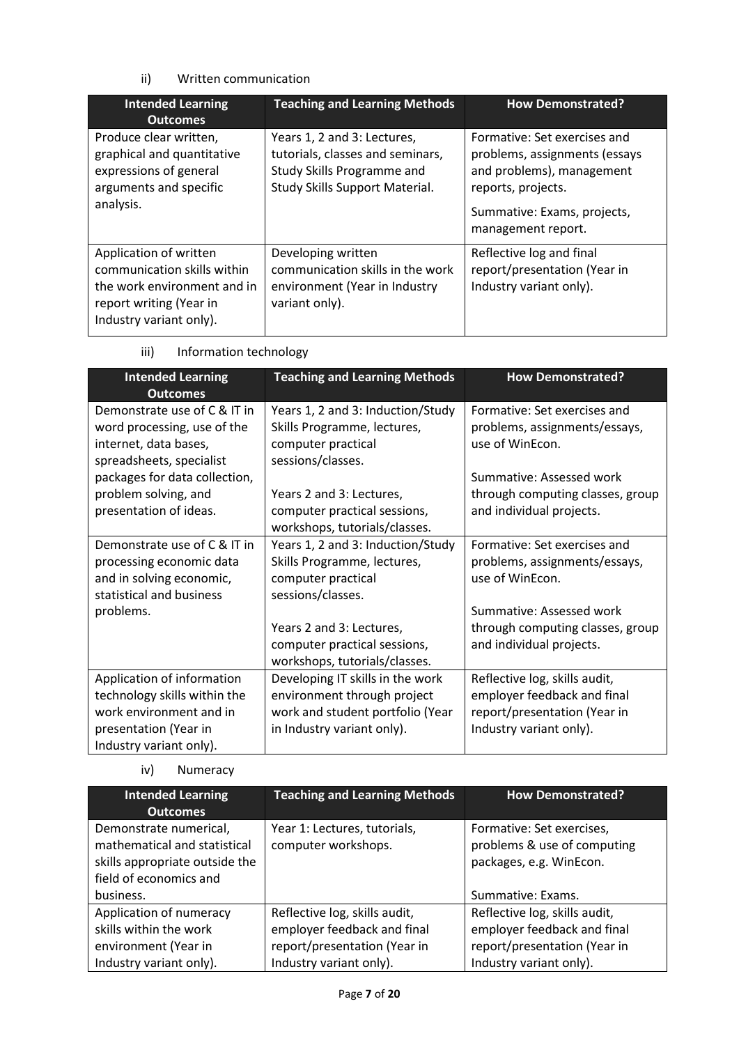ii) Written communication

| Intended Learning Outcomes | Teaching and Learning Methods | How Demonstrated? |
|---|---|---|
| Produce clear written, graphical and quantitative expressions of general arguments and specific analysis. | Years 1, 2 and 3: Lectures, tutorials, classes and seminars, Study Skills Programme and Study Skills Support Material. | Formative: Set exercises and problems, assignments (essays and problems), management reports, projects.<br><br>Summative: Exams, projects, management report. |
| Application of written communication skills within the work environment and in report writing (Year in Industry variant only). | Developing written communication skills in the work environment (Year in Industry variant only). | Reflective log and final report/presentation (Year in Industry variant only). |

iii) Information technology

| Intended Learning Outcomes | Teaching and Learning Methods | How Demonstrated? |
|---|---|---|
| Demonstrate use of C & IT in word processing, use of the internet, data bases, spreadsheets, specialist packages for data collection, problem solving, and presentation of ideas. | Years 1, 2 and 3: Induction/Study Skills Programme, lectures, computer practical sessions/classes.<br><br>Years 2 and 3: Lectures, computer practical sessions, workshops, tutorials/classes. | Formative: Set exercises and problems, assignments/essays, use of WinEcon.<br><br>Summative: Assessed work through computing classes, group and individual projects. |
| Demonstrate use of C & IT in processing economic data and in solving economic, statistical and business problems. | Years 1, 2 and 3: Induction/Study Skills Programme, lectures, computer practical sessions/classes.<br><br>Years 2 and 3: Lectures, computer practical sessions, workshops, tutorials/classes. | Formative: Set exercises and problems, assignments/essays, use of WinEcon.<br><br>Summative: Assessed work through computing classes, group and individual projects. |
| Application of information technology skills within the work environment and in presentation (Year in Industry variant only). | Developing IT skills in the work environment through project work and student portfolio (Year in Industry variant only). | Reflective log, skills audit, employer feedback and final report/presentation (Year in Industry variant only). |

iv) Numeracy

| Intended Learning Outcomes | Teaching and Learning Methods | How Demonstrated? |
|---|---|---|
| Demonstrate numerical, mathematical and statistical skills appropriate outside the field of economics and business. | Year 1: Lectures, tutorials, computer workshops. | Formative: Set exercises, problems & use of computing packages, e.g. WinEcon.<br><br>Summative: Exams. |
| Application of numeracy skills within the work environment (Year in Industry variant only). | Reflective log, skills audit, employer feedback and final report/presentation (Year in Industry variant only). | Reflective log, skills audit, employer feedback and final report/presentation (Year in Industry variant only). |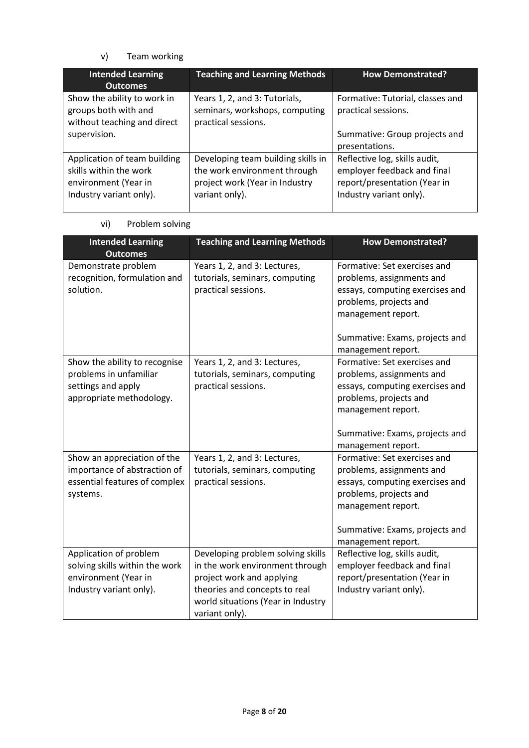v) Team working

| Intended Learning Outcomes | Teaching and Learning Methods | How Demonstrated? |
|---|---|---|
| Show the ability to work in groups both with and without teaching and direct supervision. | Years 1, 2, and 3: Tutorials, seminars, workshops, computing practical sessions. | Formative: Tutorial, classes and practical sessions.<br><br>Summative: Group projects and presentations. |
| Application of team building skills within the work environment (Year in Industry variant only). | Developing team building skills in the work environment through project work (Year in Industry variant only). | Reflective log, skills audit, employer feedback and final report/presentation (Year in Industry variant only). |

vi) Problem solving

| Intended Learning Outcomes | Teaching and Learning Methods | How Demonstrated? |
|---|---|---|
| Demonstrate problem recognition, formulation and solution. | Years 1, 2, and 3: Lectures, tutorials, seminars, computing practical sessions. | Formative: Set exercises and problems, assignments and essays, computing exercises and problems, projects and management report.<br><br>Summative: Exams, projects and management report. |
| Show the ability to recognise problems in unfamiliar settings and apply appropriate methodology. | Years 1, 2, and 3: Lectures, tutorials, seminars, computing practical sessions. | Formative: Set exercises and problems, assignments and essays, computing exercises and problems, projects and management report.<br><br>Summative: Exams, projects and management report. |
| Show an appreciation of the importance of abstraction of essential features of complex systems. | Years 1, 2, and 3: Lectures, tutorials, seminars, computing practical sessions. | Formative: Set exercises and problems, assignments and essays, computing exercises and problems, projects and management report.<br><br>Summative: Exams, projects and management report. |
| Application of problem solving skills within the work environment (Year in Industry variant only). | Developing problem solving skills in the work environment through project work and applying theories and concepts to real world situations (Year in Industry variant only). | Reflective log, skills audit, employer feedback and final report/presentation (Year in Industry variant only). |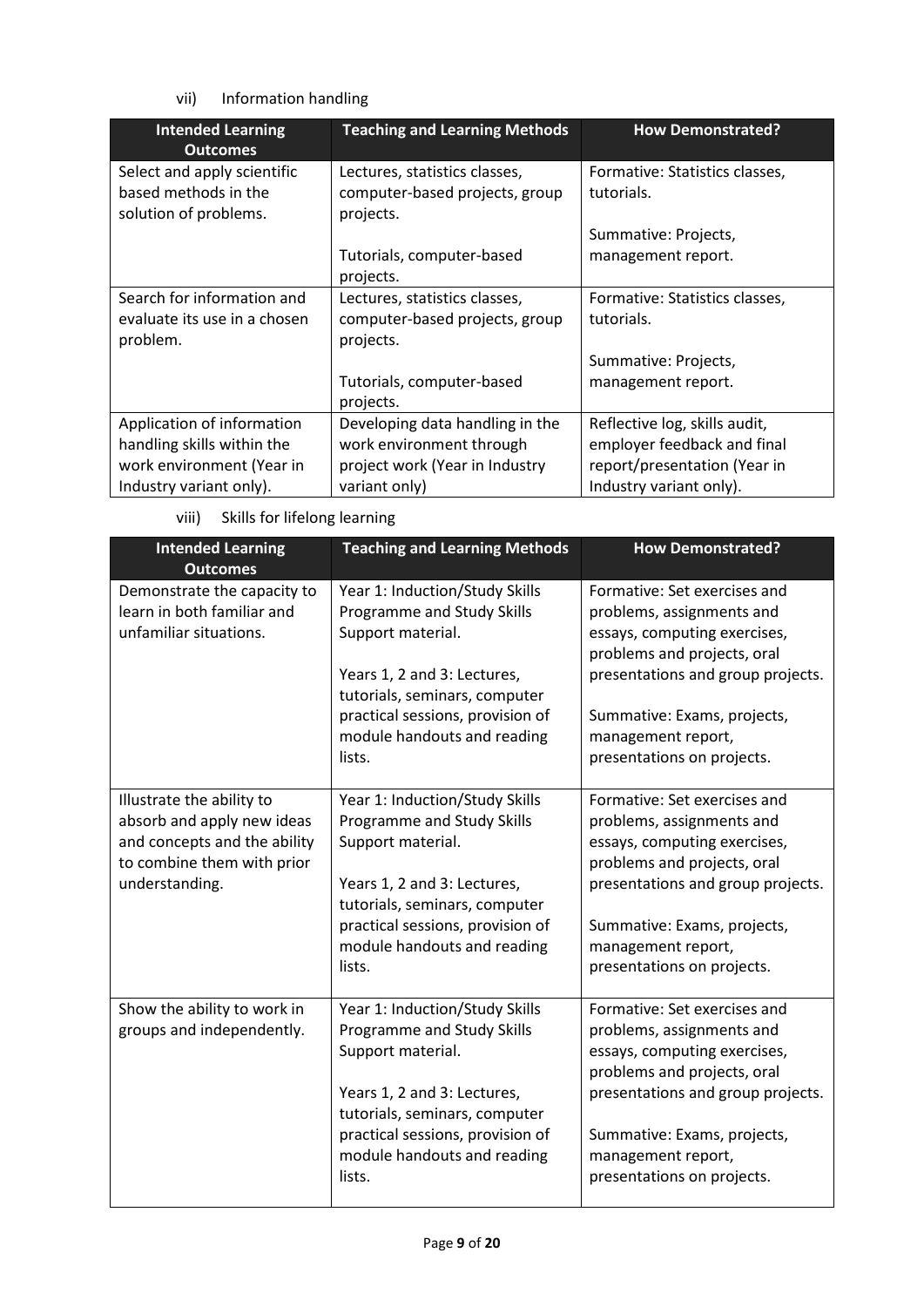vii) Information handling

| Intended Learning Outcomes | Teaching and Learning Methods | How Demonstrated? |
|---|---|---|
| Select and apply scientific based methods in the solution of problems. | Lectures, statistics classes, computer-based projects, group projects.<br><br>Tutorials, computer-based projects. | Formative: Statistics classes, tutorials.<br><br>Summative: Projects, management report. |
| Search for information and evaluate its use in a chosen problem. | Lectures, statistics classes, computer-based projects, group projects.<br><br>Tutorials, computer-based projects. | Formative: Statistics classes, tutorials.<br><br>Summative: Projects, management report. |
| Application of information handling skills within the work environment (Year in Industry variant only). | Developing data handling in the work environment through project work (Year in Industry variant only) | Reflective log, skills audit, employer feedback and final report/presentation (Year in Industry variant only). |

viii) Skills for lifelong learning

| Intended Learning Outcomes | Teaching and Learning Methods | How Demonstrated? |
|---|---|---|
| Demonstrate the capacity to learn in both familiar and unfamiliar situations. | Year 1: Induction/Study Skills Programme and Study Skills Support material.<br><br>Years 1, 2 and 3: Lectures, tutorials, seminars, computer practical sessions, provision of module handouts and reading lists. | Formative: Set exercises and problems, assignments and essays, computing exercises, problems and projects, oral presentations and group projects.<br><br>Summative: Exams, projects, management report, presentations on projects. |
| Illustrate the ability to absorb and apply new ideas and concepts and the ability to combine them with prior understanding. | Year 1: Induction/Study Skills Programme and Study Skills Support material.<br><br>Years 1, 2 and 3: Lectures, tutorials, seminars, computer practical sessions, provision of module handouts and reading lists. | Formative: Set exercises and problems, assignments and essays, computing exercises, problems and projects, oral presentations and group projects.<br><br>Summative: Exams, projects, management report, presentations on projects. |
| Show the ability to work in groups and independently. | Year 1: Induction/Study Skills Programme and Study Skills Support material.<br><br>Years 1, 2 and 3: Lectures, tutorials, seminars, computer practical sessions, provision of module handouts and reading lists. | Formative: Set exercises and problems, assignments and essays, computing exercises, problems and projects, oral presentations and group projects.<br><br>Summative: Exams, projects, management report, presentations on projects. |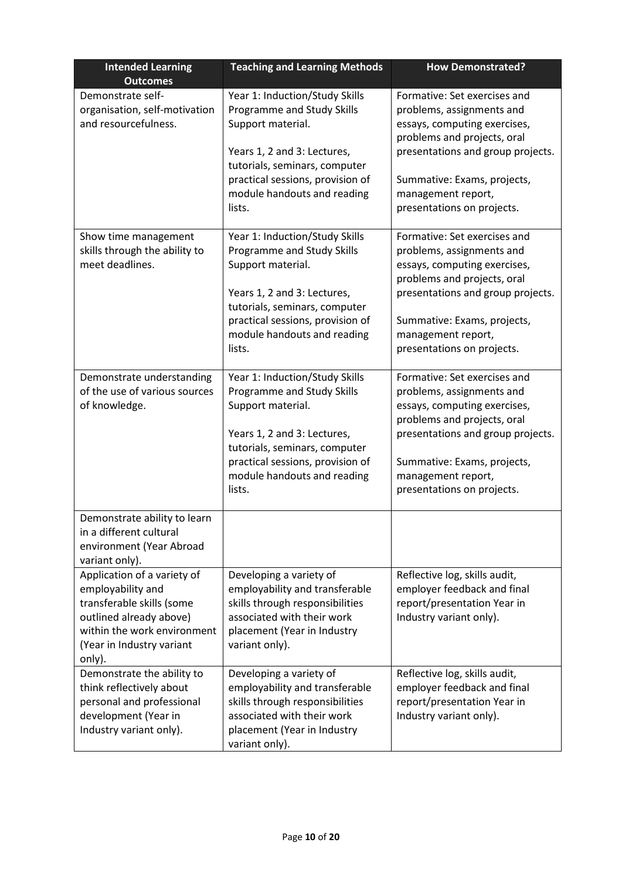| Intended Learning Outcomes | Teaching and Learning Methods | How Demonstrated? |
|---|---|---|
| Demonstrate self-organisation, self-motivation and resourcefulness. | Year 1: Induction/Study Skills Programme and Study Skills Support material.<br><br>Years 1, 2 and 3: Lectures, tutorials, seminars, computer practical sessions, provision of module handouts and reading lists. | Formative: Set exercises and problems, assignments and essays, computing exercises, problems and projects, oral presentations and group projects.<br><br>Summative: Exams, projects, management report, presentations on projects. |
| Show time management skills through the ability to meet deadlines. | Year 1: Induction/Study Skills Programme and Study Skills Support material.<br><br>Years 1, 2 and 3: Lectures, tutorials, seminars, computer practical sessions, provision of module handouts and reading lists. | Formative: Set exercises and problems, assignments and essays, computing exercises, problems and projects, oral presentations and group projects.<br><br>Summative: Exams, projects, management report, presentations on projects. |
| Demonstrate understanding of the use of various sources of knowledge. | Year 1: Induction/Study Skills Programme and Study Skills Support material.<br><br>Years 1, 2 and 3: Lectures, tutorials, seminars, computer practical sessions, provision of module handouts and reading lists. | Formative: Set exercises and problems, assignments and essays, computing exercises, problems and projects, oral presentations and group projects.<br><br>Summative: Exams, projects, management report, presentations on projects. |
| Demonstrate ability to learn in a different cultural environment (Year Abroad variant only). | | |
| Application of a variety of employability and transferable skills (some outlined already above) within the work environment (Year in Industry variant only). | Developing a variety of employability and transferable skills through responsibilities associated with their work placement (Year in Industry variant only). | Reflective log, skills audit, employer feedback and final report/presentation Year in Industry variant only). |
| Demonstrate the ability to think reflectively about personal and professional development (Year in Industry variant only). | Developing a variety of employability and transferable skills through responsibilities associated with their work placement (Year in Industry variant only). | Reflective log, skills audit, employer feedback and final report/presentation Year in Industry variant only). |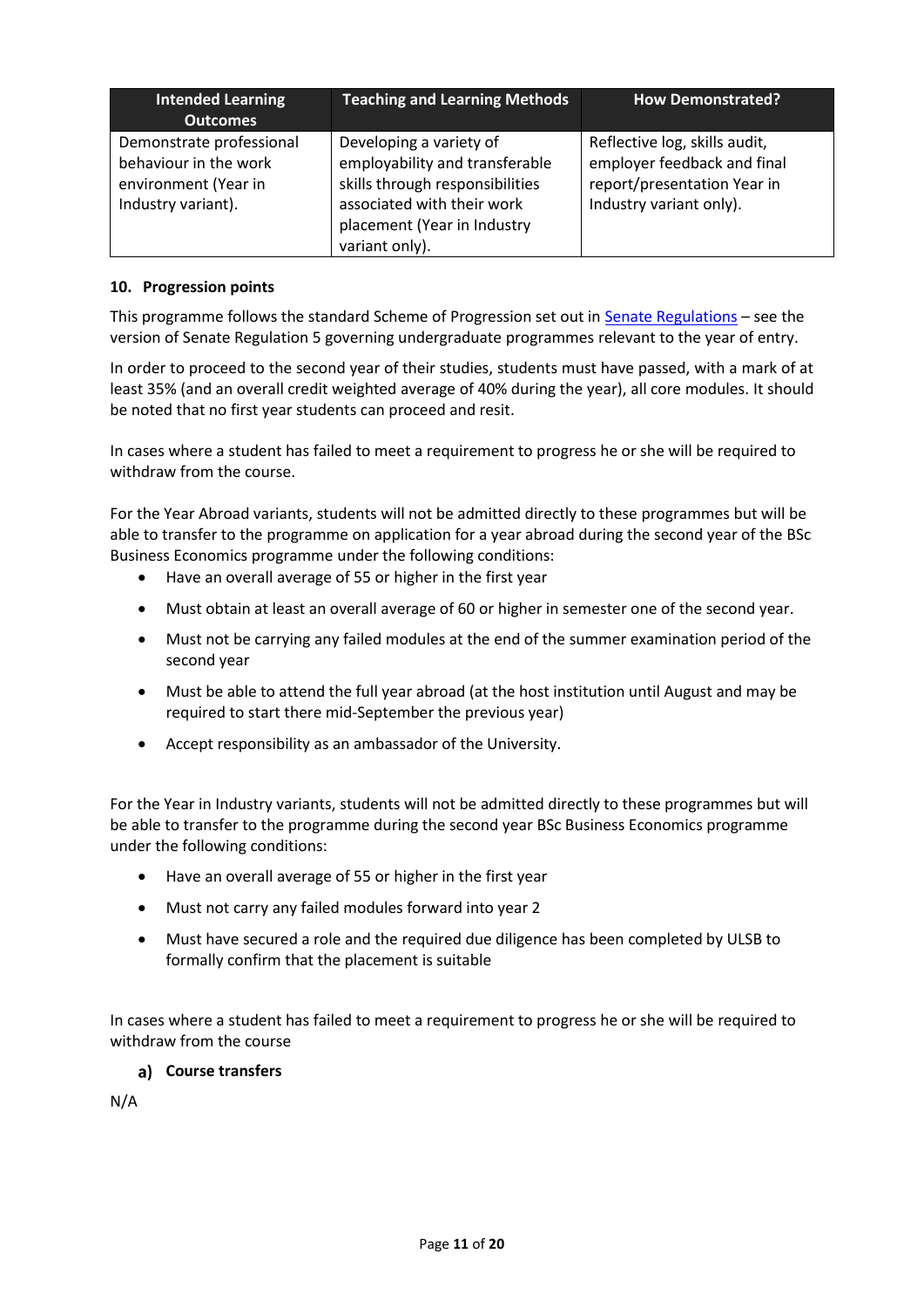| Intended Learning Outcomes | Teaching and Learning Methods | How Demonstrated? |
|---|---|---|
| Demonstrate professional behaviour in the work environment (Year in Industry variant). | Developing a variety of employability and transferable skills through responsibilities associated with their work placement (Year in Industry variant only). | Reflective log, skills audit, employer feedback and final report/presentation Year in Industry variant only). |

### 10. Progression points

This programme follows the standard Scheme of Progression set out in [Senate Regulations](#) – see the version of Senate Regulation 5 governing undergraduate programmes relevant to the year of entry.

In order to proceed to the second year of their studies, students must have passed, with a mark of at least 35% (and an overall credit weighted average of 40% during the year), all core modules. It should be noted that no first year students can proceed and resit.

In cases where a student has failed to meet a requirement to progress he or she will be required to withdraw from the course.

For the Year Abroad variants, students will not be admitted directly to these programmes but will be able to transfer to the programme on application for a year abroad during the second year of the BSc Business Economics programme under the following conditions:

- Have an overall average of 55 or higher in the first year
- Must obtain at least an overall average of 60 or higher in semester one of the second year.
- Must not be carrying any failed modules at the end of the summer examination period of the second year
- Must be able to attend the full year abroad (at the host institution until August and may be required to start there mid-September the previous year)
- Accept responsibility as an ambassador of the University.

For the Year in Industry variants, students will not be admitted directly to these programmes but will be able to transfer to the programme during the second year BSc Business Economics programme under the following conditions:

- Have an overall average of 55 or higher in the first year
- Must not carry any failed modules forward into year 2
- Must have secured a role and the required due diligence has been completed by ULSB to formally confirm that the placement is suitable

In cases where a student has failed to meet a requirement to progress he or she will be required to withdraw from the course

#### a) Course transfers

N/A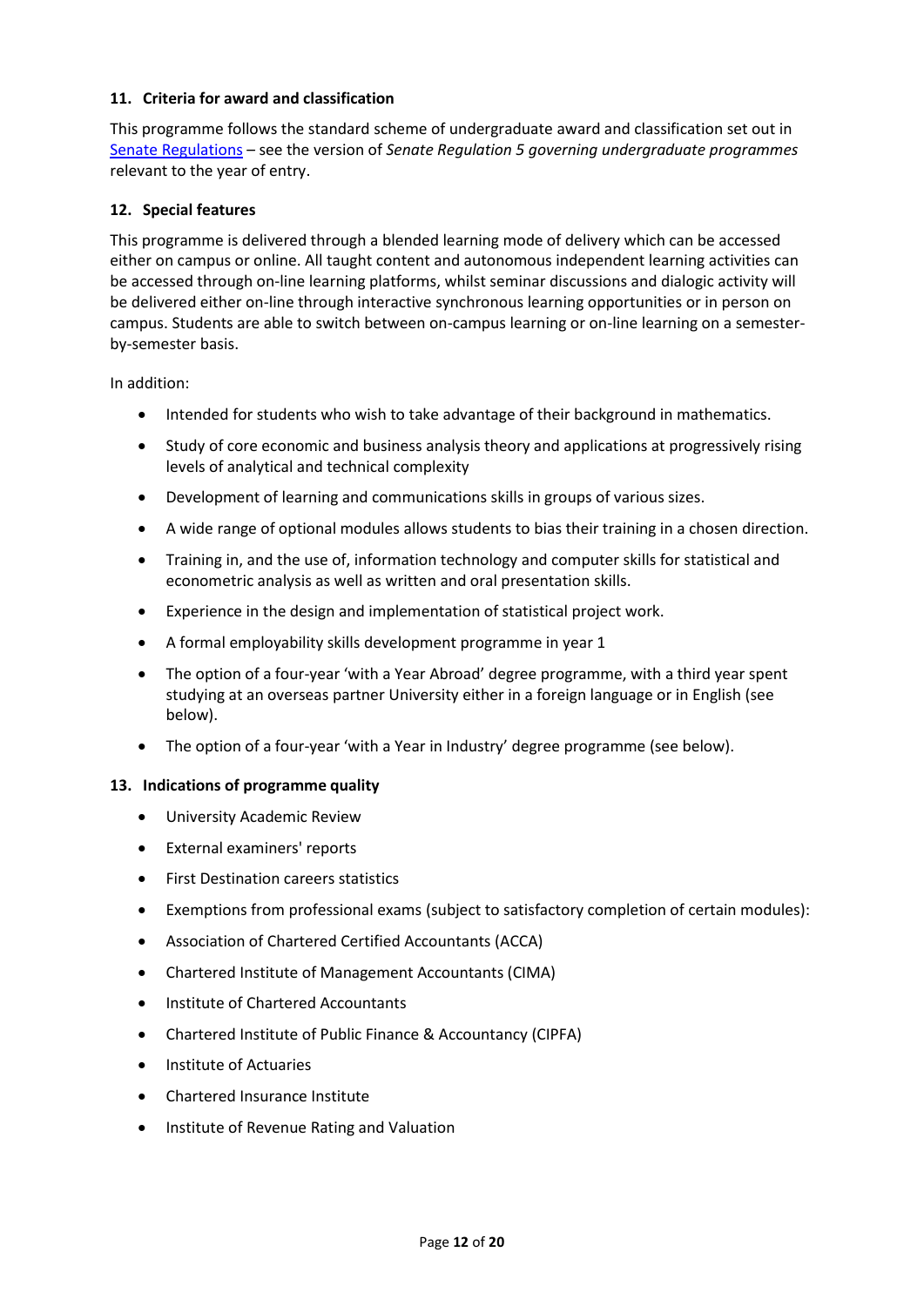### 11. Criteria for award and classification

This programme follows the standard scheme of undergraduate award and classification set out in [Senate Regulations](Senate Regulations) – see the version of *Senate Regulation 5 governing undergraduate programmes* relevant to the year of entry.

### 12. Special features

This programme is delivered through a blended learning mode of delivery which can be accessed either on campus or online. All taught content and autonomous independent learning activities can be accessed through on-line learning platforms, whilst seminar discussions and dialogic activity will be delivered either on-line through interactive synchronous learning opportunities or in person on campus. Students are able to switch between on-campus learning or on-line learning on a semester-by-semester basis.

In addition:

- Intended for students who wish to take advantage of their background in mathematics.
- Study of core economic and business analysis theory and applications at progressively rising levels of analytical and technical complexity
- Development of learning and communications skills in groups of various sizes.
- A wide range of optional modules allows students to bias their training in a chosen direction.
- Training in, and the use of, information technology and computer skills for statistical and econometric analysis as well as written and oral presentation skills.
- Experience in the design and implementation of statistical project work.
- A formal employability skills development programme in year 1
- The option of a four-year 'with a Year Abroad' degree programme, with a third year spent studying at an overseas partner University either in a foreign language or in English (see below).
- The option of a four-year 'with a Year in Industry' degree programme (see below).

### 13. Indications of programme quality

- University Academic Review
- External examiners' reports
- First Destination careers statistics
- Exemptions from professional exams (subject to satisfactory completion of certain modules):
- Association of Chartered Certified Accountants (ACCA)
- Chartered Institute of Management Accountants (CIMA)
- Institute of Chartered Accountants
- Chartered Institute of Public Finance & Accountancy (CIPFA)
- Institute of Actuaries
- Chartered Insurance Institute
- Institute of Revenue Rating and Valuation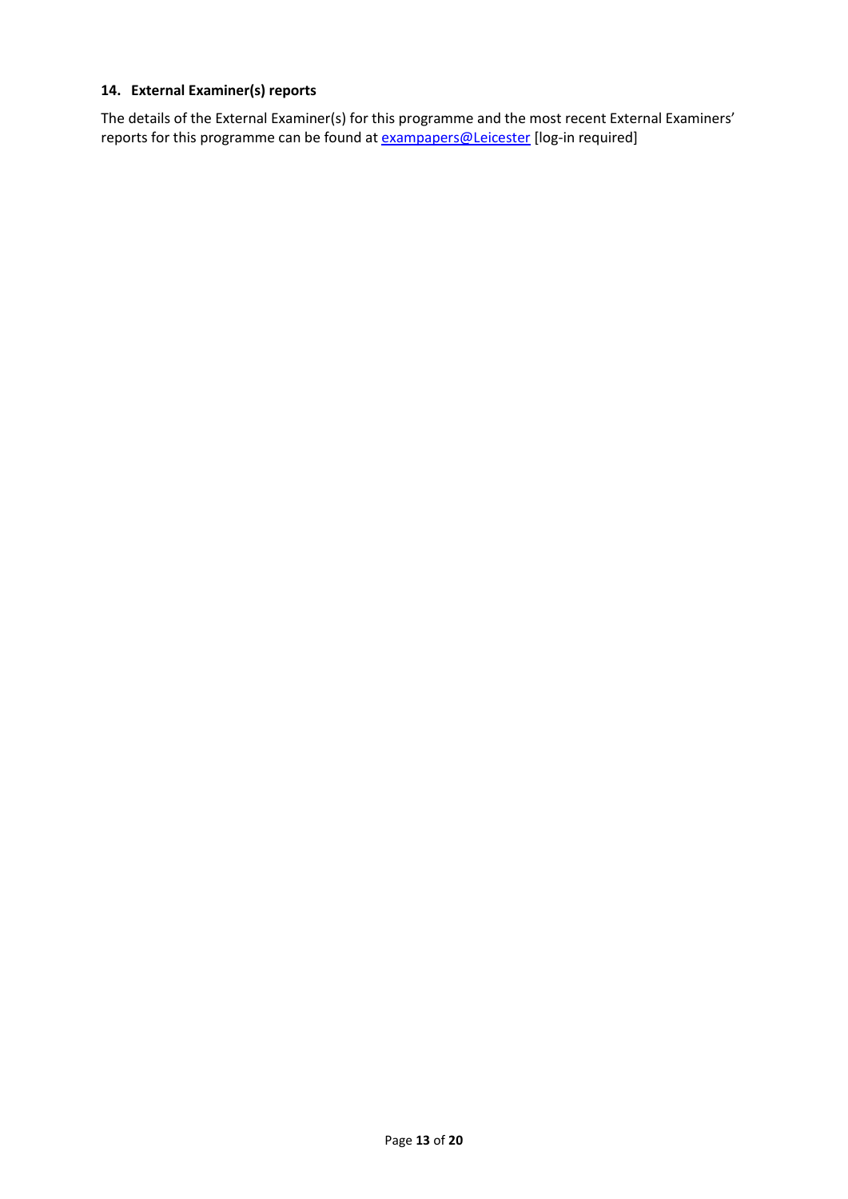## 14. External Examiner(s) reports

The details of the External Examiner(s) for this programme and the most recent External Examiners' reports for this programme can be found at exampapers@Leicester [log-in required]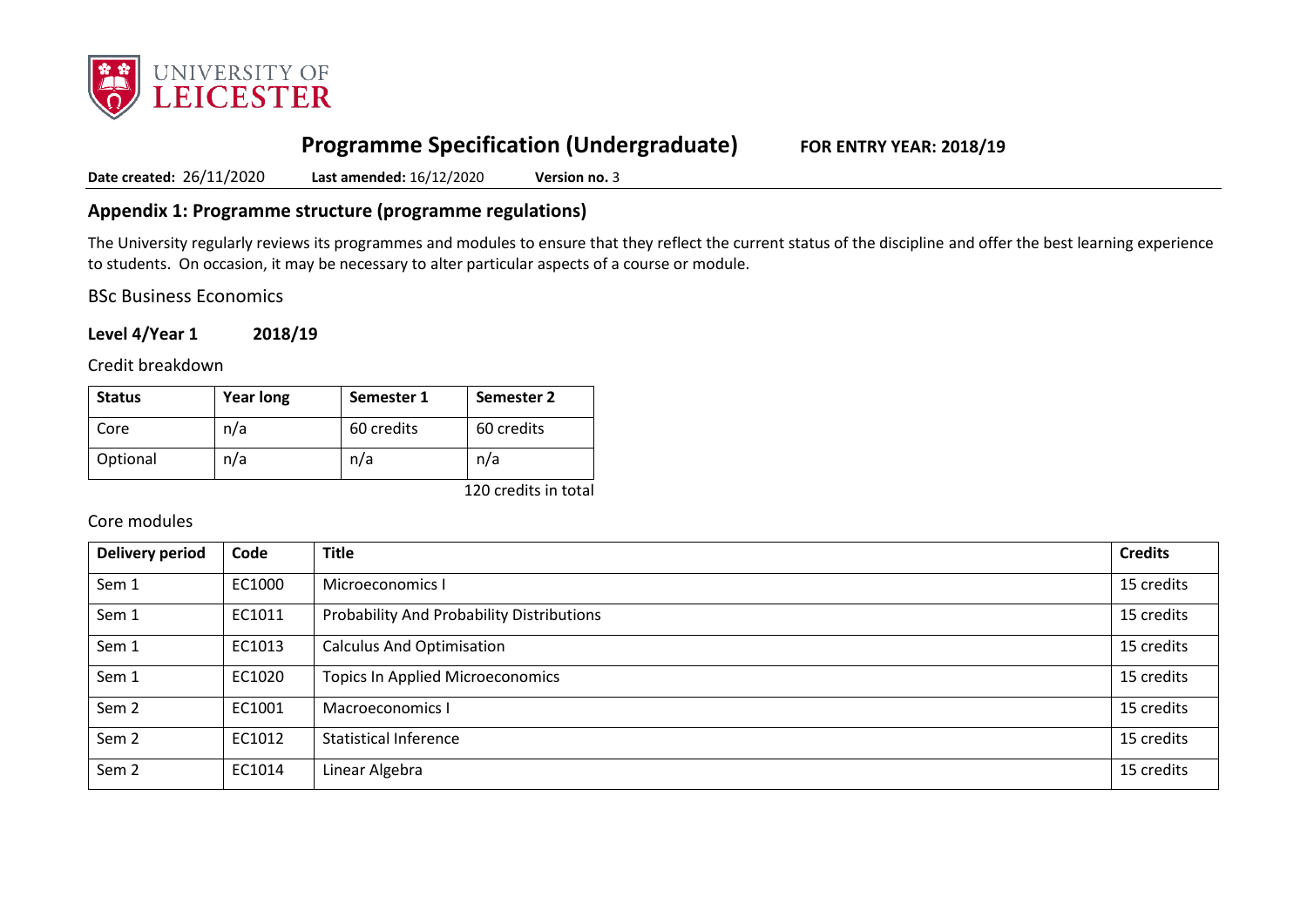# Programme Specification (Undergraduate) FOR ENTRY YEAR: 2018/19

**Date created:** 26/11/2020 **Last amended:** 16/12/2020 **Version no.** 3

## Appendix 1: Programme structure (programme regulations)

The University regularly reviews its programmes and modules to ensure that they reflect the current status of the discipline and offer the best learning experience to students. On occasion, it may be necessary to alter particular aspects of a course or module.

BSc Business Economics

**Level 4/Year 1 2018/19**

Credit breakdown

| Status | Year long | Semester 1 | Semester 2 |
|---|---|---|---|
| Core | n/a | 60 credits | 60 credits |
| Optional | n/a | n/a | n/a |

120 credits in total

Core modules

| Delivery period | Code | Title | Credits |
|---|---|---|---|
| Sem 1 | EC1000 | Microeconomics I | 15 credits |
| Sem 1 | EC1011 | Probability And Probability Distributions | 15 credits |
| Sem 1 | EC1013 | Calculus And Optimisation | 15 credits |
| Sem 1 | EC1020 | Topics In Applied Microeconomics | 15 credits |
| Sem 2 | EC1001 | Macroeconomics I | 15 credits |
| Sem 2 | EC1012 | Statistical Inference | 15 credits |
| Sem 2 | EC1014 | Linear Algebra | 15 credits |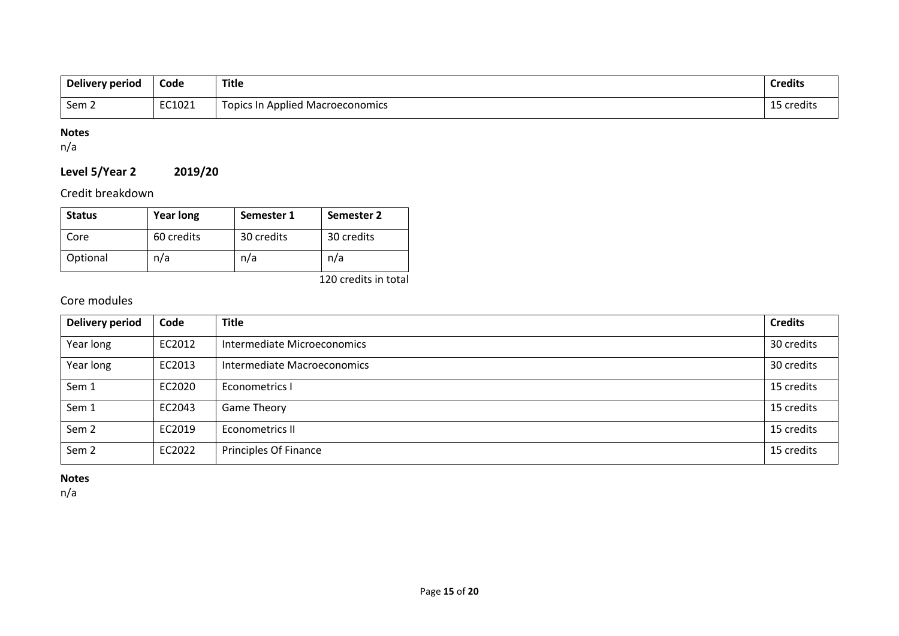| Delivery period | Code | Title | Credits |
| --- | --- | --- | --- |
| Sem 2 | EC1021 | Topics In Applied Macroeconomics | 15 credits |

**Notes**
n/a

## Level 5/Year 2 2019/20

### Credit breakdown

| Status | Year long | Semester 1 | Semester 2 |
| --- | --- | --- | --- |
| Core | 60 credits | 30 credits | 30 credits |
| Optional | n/a | n/a | n/a |

120 credits in total

### Core modules

| Delivery period | Code | Title | Credits |
| --- | --- | --- | --- |
| Year long | EC2012 | Intermediate Microeconomics | 30 credits |
| Year long | EC2013 | Intermediate Macroeconomics | 30 credits |
| Sem 1 | EC2020 | Econometrics I | 15 credits |
| Sem 1 | EC2043 | Game Theory | 15 credits |
| Sem 2 | EC2019 | Econometrics II | 15 credits |
| Sem 2 | EC2022 | Principles Of Finance | 15 credits |

**Notes**
n/a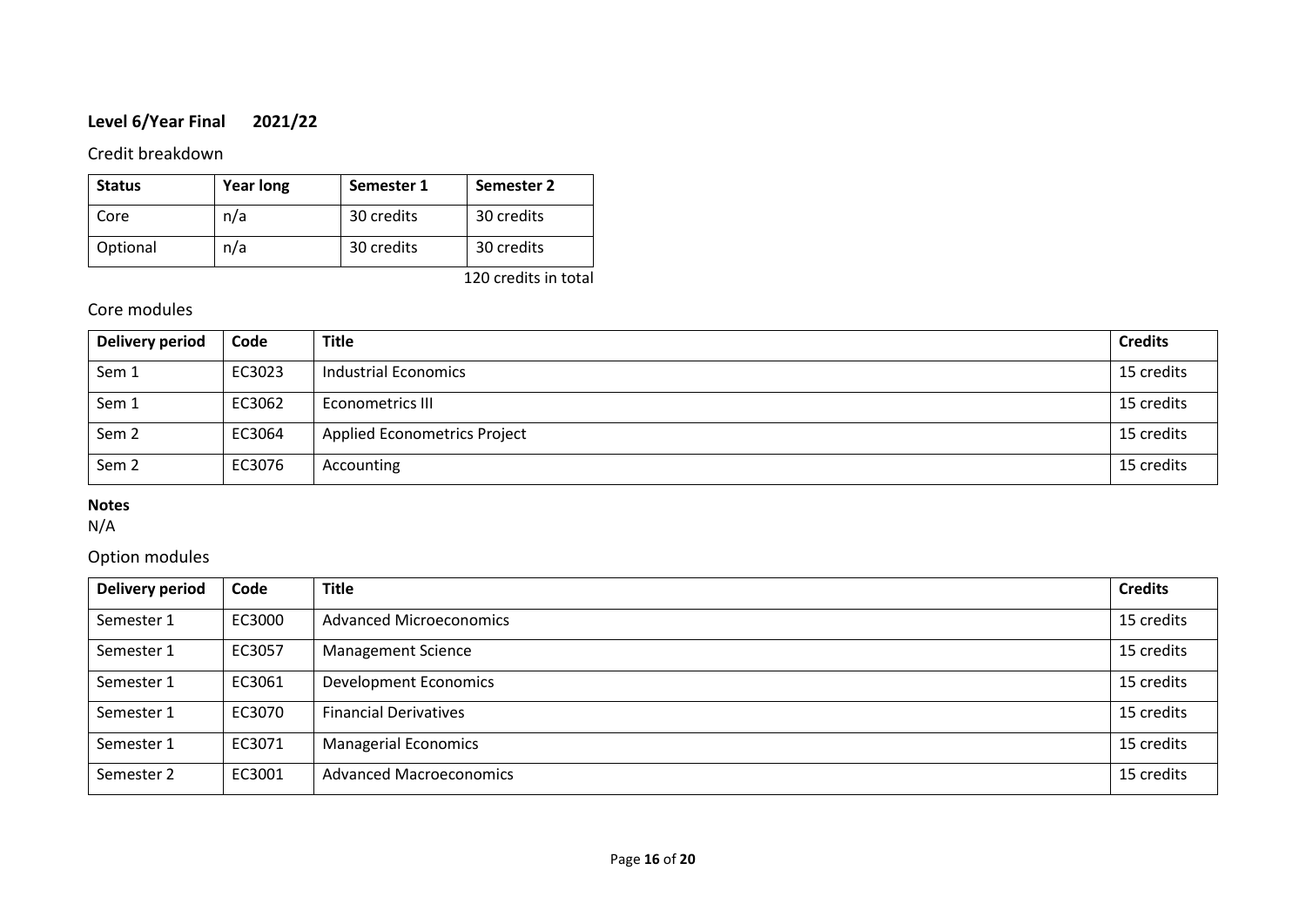**Level 6/Year Final 2021/22**

Credit breakdown

| Status | Year long | Semester 1 | Semester 2 |
|---|---|---|---|
| Core | n/a | 30 credits | 30 credits |
| Optional | n/a | 30 credits | 30 credits |

120 credits in total

Core modules

| Delivery period | Code | Title | Credits |
|---|---|---|---|
| Sem 1 | EC3023 | Industrial Economics | 15 credits |
| Sem 1 | EC3062 | Econometrics III | 15 credits |
| Sem 2 | EC3064 | Applied Econometrics Project | 15 credits |
| Sem 2 | EC3076 | Accounting | 15 credits |

**Notes**
N/A

Option modules

| Delivery period | Code | Title | Credits |
|---|---|---|---|
| Semester 1 | EC3000 | Advanced Microeconomics | 15 credits |
| Semester 1 | EC3057 | Management Science | 15 credits |
| Semester 1 | EC3061 | Development Economics | 15 credits |
| Semester 1 | EC3070 | Financial Derivatives | 15 credits |
| Semester 1 | EC3071 | Managerial Economics | 15 credits |
| Semester 2 | EC3001 | Advanced Macroeconomics | 15 credits |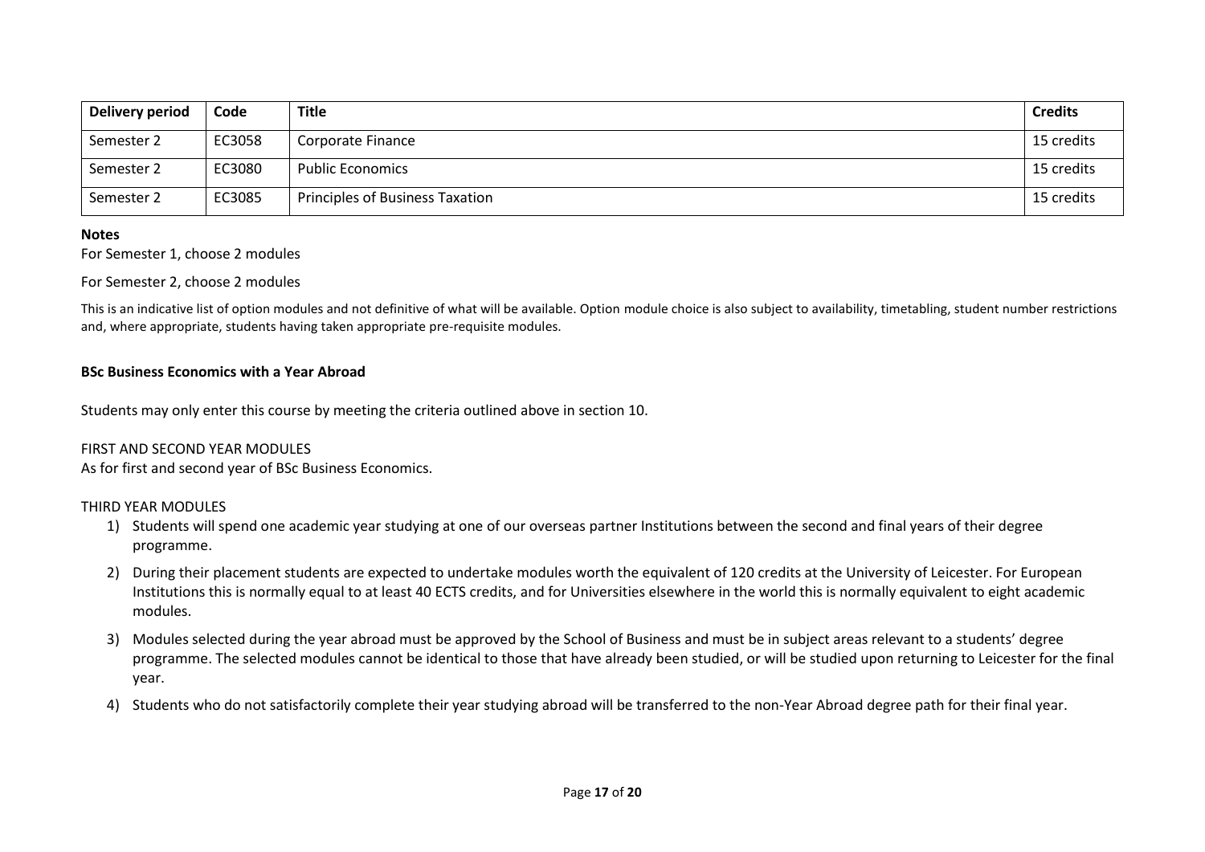| Delivery period | Code | Title | Credits |
|---|---|---|---|
| Semester 2 | EC3058 | Corporate Finance | 15 credits |
| Semester 2 | EC3080 | Public Economics | 15 credits |
| Semester 2 | EC3085 | Principles of Business Taxation | 15 credits |

**Notes**

For Semester 1, choose 2 modules

For Semester 2, choose 2 modules

This is an indicative list of option modules and not definitive of what will be available. Option module choice is also subject to availability, timetabling, student number restrictions and, where appropriate, students having taken appropriate pre-requisite modules.

**BSc Business Economics with a Year Abroad**

Students may only enter this course by meeting the criteria outlined above in section 10.

FIRST AND SECOND YEAR MODULES

As for first and second year of BSc Business Economics.

THIRD YEAR MODULES

1) Students will spend one academic year studying at one of our overseas partner Institutions between the second and final years of their degree programme.
2) During their placement students are expected to undertake modules worth the equivalent of 120 credits at the University of Leicester. For European Institutions this is normally equal to at least 40 ECTS credits, and for Universities elsewhere in the world this is normally equivalent to eight academic modules.
3) Modules selected during the year abroad must be approved by the School of Business and must be in subject areas relevant to a students' degree programme. The selected modules cannot be identical to those that have already been studied, or will be studied upon returning to Leicester for the final year.
4) Students who do not satisfactorily complete their year studying abroad will be transferred to the non-Year Abroad degree path for their final year.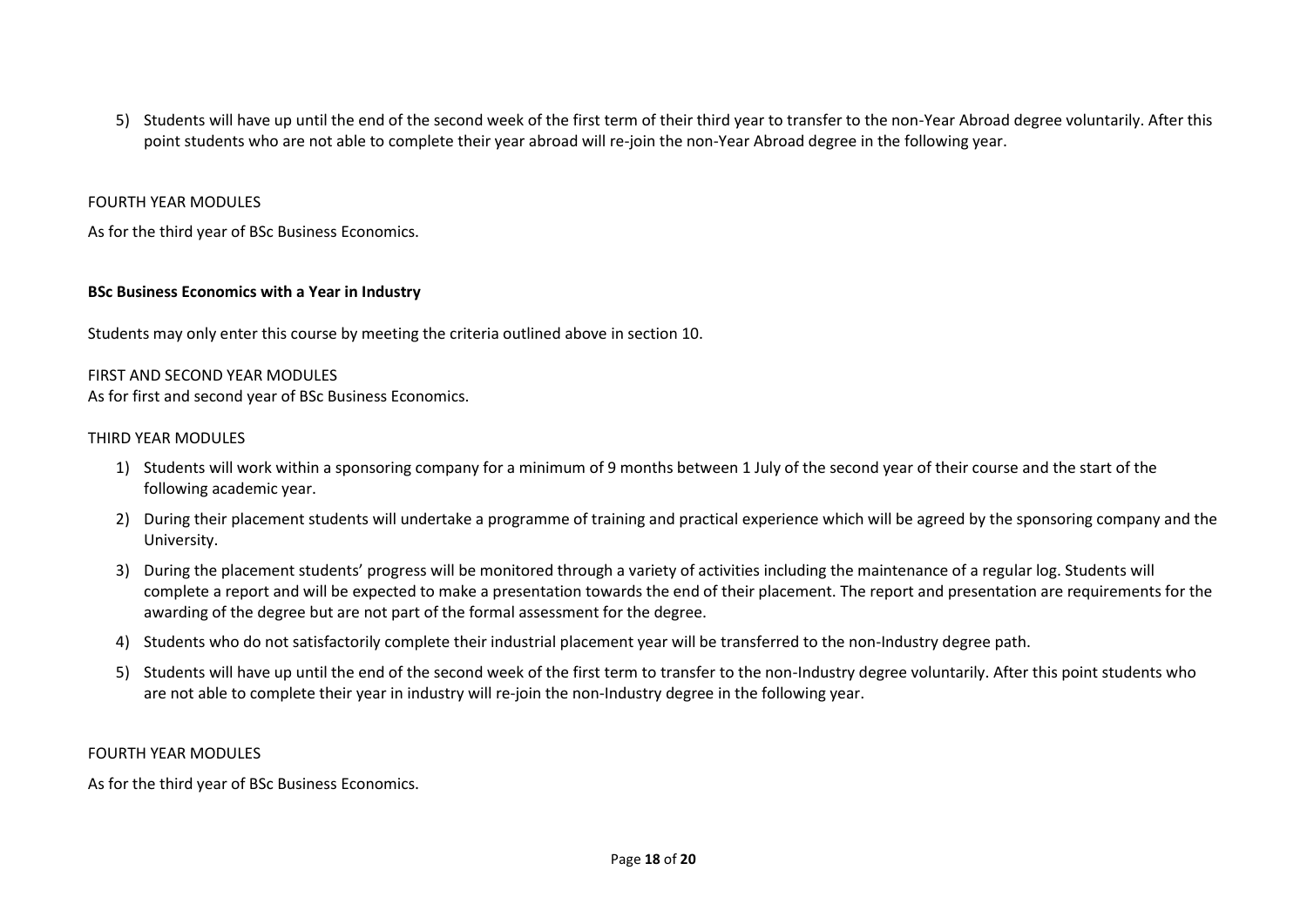5) Students will have up until the end of the second week of the first term of their third year to transfer to the non-Year Abroad degree voluntarily. After this point students who are not able to complete their year abroad will re-join the non-Year Abroad degree in the following year.

FOURTH YEAR MODULES

As for the third year of BSc Business Economics.

**BSc Business Economics with a Year in Industry**

Students may only enter this course by meeting the criteria outlined above in section 10.

FIRST AND SECOND YEAR MODULES

As for first and second year of BSc Business Economics.

THIRD YEAR MODULES

1) Students will work within a sponsoring company for a minimum of 9 months between 1 July of the second year of their course and the start of the following academic year.
2) During their placement students will undertake a programme of training and practical experience which will be agreed by the sponsoring company and the University.
3) During the placement students' progress will be monitored through a variety of activities including the maintenance of a regular log. Students will complete a report and will be expected to make a presentation towards the end of their placement. The report and presentation are requirements for the awarding of the degree but are not part of the formal assessment for the degree.
4) Students who do not satisfactorily complete their industrial placement year will be transferred to the non-Industry degree path.
5) Students will have up until the end of the second week of the first term to transfer to the non-Industry degree voluntarily. After this point students who are not able to complete their year in industry will re-join the non-Industry degree in the following year.

FOURTH YEAR MODULES

As for the third year of BSc Business Economics.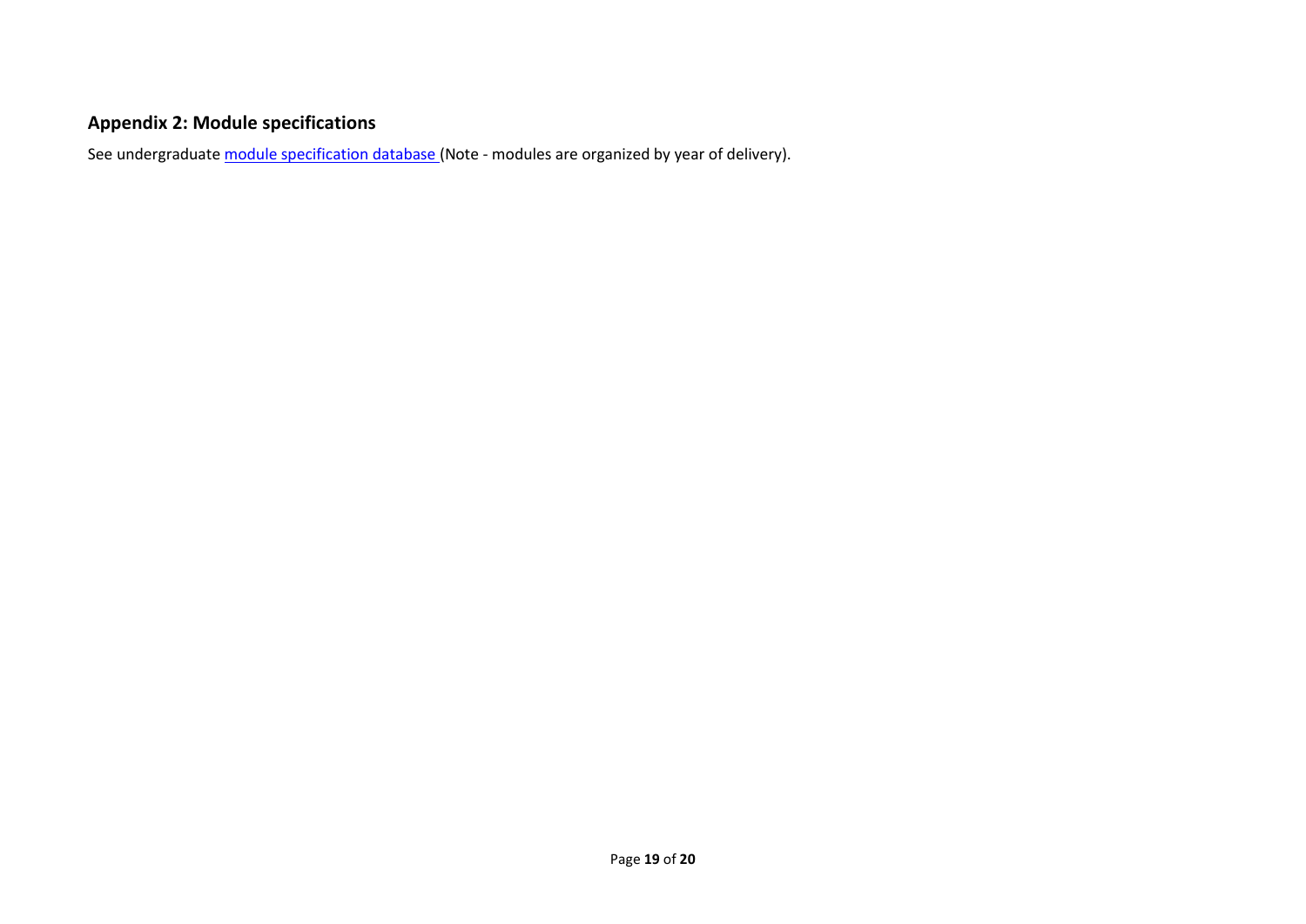## Appendix 2: Module specifications

See undergraduate module specification database (Note - modules are organized by year of delivery).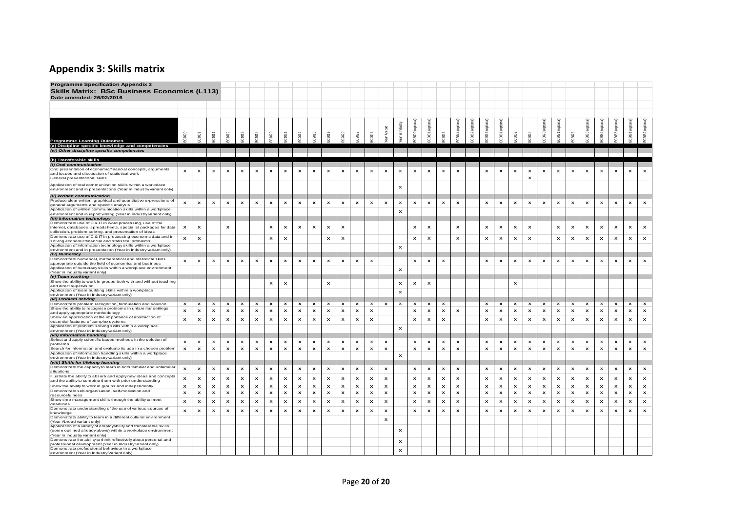## Appendix 3: Skills matrix

**Programme Specification Appendix 3**

**Skills Matrix: BSc Business Economics (L113)**

**Date amended: 26/02/2016**

| Programme Learning Outcomes | EC1000 | EC1001 | EC1011 | EC1012 | EC1013 | EC1014 | EC1020 | EC1021 | EC2012 | EC2013 | EC2019 | EC2020 | EC2022 | EC2043 | Year Abroad | Year in Industry | EC3000 (optional) | EC3001 (optional) | EC3023 | EC3044 (optional) | EC3057 (optional) | EC3058 (optional) | EC3061 (optional) | EC3062 | EC3064 | EC3070 (optional) | EC3071 (optional) | EC3076 | EC3080 (optional) | EC3082 (optional) | EC3085 (optional) | EC3091 (optional) | EC3092 (optional) |
|---|---|---|---|---|---|---|---|---|---|---|---|---|---|---|---|---|---|---|---|---|---|---|---|---|---|---|---|---|---|---|---|---|---|
| **(a) Discipline specific knowledge and competencies** | | | | | | | | | | | | | | | | | | | | | | | | | | | | | | | | | |
| ***(vi) Other discipline specific competencies*** | | | | | | | | | | | | | | | | | | | | | | | | | | | | | | | | | |
| **(b) Transferable skills** | | | | | | | | | | | | | | | | | | | | | | | | | | | | | | | | | |
| ***(i) Oral communication*** | | | | | | | | | | | | | | | | | | | | | | | | | | | | | | | | | |
| Oral presentation of economic/financial concepts, arguments and issues and discussion of statistical work | x | x | x | x | x | x | x | x | x | x | x | x | x | x | x | x | x | x | x | x | | x | x | x | x | x | x | x | x | x | x | x | x |
| General presentational skills | | | | | | | | | | | | | | | | | | | | | | | | | x | | | | | | | | |
| Application of oral communication skills within a workplace environment and in presentations (Year in Industry variant only) | | | | | | | | | | | | | | | | x | | | | | | | | | | | | | | | | | |
| ***(ii) Written communication*** | | | | | | | | | | | | | | | | | | | | | | | | | | | | | | | | | |
| Produce clear written, graphical and quantitative expressions of general arguments and specific analysis | x | x | x | x | x | x | x | x | x | x | x | x | x | x | x | x | x | x | x | x | | x | x | x | x | x | x | x | x | x | x | x | x |
| Application of written communication skills within a workplace environment and in report writing (Year in Industry variant only) | | | | | | | | | | | | | | | | x | | | | | | | | | | | | | | | | | |
| ***(iii) Information technology*** | | | | | | | | | | | | | | | | | | | | | | | | | | | | | | | | | |
| Demonstrate use of C & IT in word processing, use of the internet, databases, spreadsheets, specialist packages for data collection, problem solving, and presentation of ideas | x | x | | x | | | x | x | x | x | x | x | | | | | x | x | | x | | x | x | x | x | | x | x | x | x | x | x | x |
| Demonstrate use of C & IT in processing economic data and in solving economic/financial and statistical problems | x | x | | | | | x | x | | | x | x | | | | | x | x | | x | | x | x | x | x | | x | x | x | x | x | x | x |
| Application of information technology skills within a workplace environment and in presentation (Year in Industry variant only) | | | | | | | | | | | | | | | | x | | | | | | | | | | | | | | | | | |
| ***(iv) Numeracy*** | | | | | | | | | | | | | | | | | | | | | | | | | | | | | | | | | |
| Demonstrate numerical, mathematical and statistical skills appropriate outside the field of economics and business | x | x | x | x | x | x | x | x | x | x | x | x | x | x | | | x | x | x | | | x | x | x | x | x | x | x | x | x | x | x | x |
| Application of numeracy skills within a workplace environment (Year in Industry variant only) | | | | | | | | | | | | | | | | x | | | | | | | | | | | | | | | | | |
| ***(v) Team working*** | | | | | | | | | | | | | | | | | | | | | | | | | | | | | | | | | |
| Show the ability to work in groups both with and without teaching and direct supervision | | | | | | | x | x | | | x | | | | | x | x | x | | | | | | x | | | | | | | | | |
| Application of team building skills within a workplace environment (Year in Industry variant only) | | | | | | | | | | | | | | | | x | | | | | | | | | | | | | | | | | |
| ***(vi) Problem solving*** | | | | | | | | | | | | | | | | | | | | | | | | | | | | | | | | | |
| Demonstrate problem recognition, formulation and solution | x | x | x | x | x | x | x | x | x | x | x | x | x | x | x | x | x | x | x | | | x | x | x | x | x | x | x | x | x | x | x | x |
| Show the ability to recognise problems in unfamiliar settings and apply appropriate methodology | x | x | x | x | x | x | x | x | x | x | x | x | x | x | | | x | x | x | x | | x | x | x | x | x | x | x | x | x | x | x | x |
| Show an appreciation of the importance of abstraction of essential features of complex systems | x | x | x | x | x | x | x | x | x | x | x | x | x | x | | | x | x | x | | | x | x | x | x | x | x | x | x | x | x | x | x |
| Application of problem solving skills within a workplace environment (Year in Industry variant only) | | | | | | | | | | | | | | | | x | | | | | | | | | | | | | | | | | |
| ***(vii) Information handling*** | | | | | | | | | | | | | | | | | | | | | | | | | | | | | | | | | |
| Select and apply scientific based methods in the solution of problems | x | x | x | x | x | x | x | x | x | x | x | x | x | x | x | | x | x | x | x | | x | x | x | x | x | x | x | x | x | x | x | x |
| Search for information and evaluate its use in a chosen problem | x | x | x | x | x | x | x | x | x | x | x | x | x | x | x | | x | x | x | x | | x | x | x | x | x | x | x | x | x | x | x | x |
| Application of information handling skills within a workplace environment (Year in Industry variant only) | | | | | | | | | | | | | | | | x | | | | | | | | | | | | | | | | | |
| ***(viii) Skills for lifelong learning*** | | | | | | | | | | | | | | | | | | | | | | | | | | | | | | | | | |
| Demonstrate the capacity to learn in both familiar and unfamiliar situations | x | x | x | x | x | x | x | x | x | x | x | x | x | x | x | | x | x | x | x | | x | x | x | x | x | x | x | x | x | x | x | x |
| Illustrate the ability to absorb and apply new ideas and concepts and the ability to combine them with prior understanding | x | x | x | x | x | x | x | x | x | x | x | x | x | x | x | | x | x | x | x | | x | x | x | x | x | x | x | x | x | x | x | x |
| Show the ability to work in groups and independently | x | x | x | x | x | x | x | x | x | x | x | x | x | x | x | | x | x | x | x | | x | x | x | x | x | x | x | x | x | x | x | x |
| Demonstrate self-organisation, self-motivation and resourcefulness | x | x | x | x | x | x | x | x | x | x | x | x | x | x | x | | x | x | x | x | | x | x | x | x | x | x | x | x | x | x | x | x |
| Show time management skills through the ability to meet deadlines | x | x | x | x | x | x | x | x | x | x | x | x | x | x | x | | x | x | x | x | | x | x | x | x | x | x | x | x | x | x | x | x |
| Demonstrate understanding of the use of various sources of knowledge | x | x | x | x | x | x | x | x | x | x | x | x | x | x | x | | x | x | x | x | | x | x | x | x | x | x | x | x | x | x | x | x |
| Demonstrate ability to learn in a different cultural environment (Year Abroad variant only) | | | | | | | | | | | | | | | x | | | | | | | | | | | | | | | | | | |
| Application of a variety of employability and transferable skills (some outlined already above) within a workplace environment (Year in Industry variant only) | | | | | | | | | | | | | | | | x | | | | | | | | | | | | | | | | | |
| Demonstrate the ability to think reflectively about personal and professional development (Year in Industry variant only) | | | | | | | | | | | | | | | | x | | | | | | | | | | | | | | | | | |
| Demonstrate professional behaviour in a workplace environment (Year in Industry Variant only) | | | | | | | | | | | | | | | | x | | | | | | | | | | | | | | | | | |